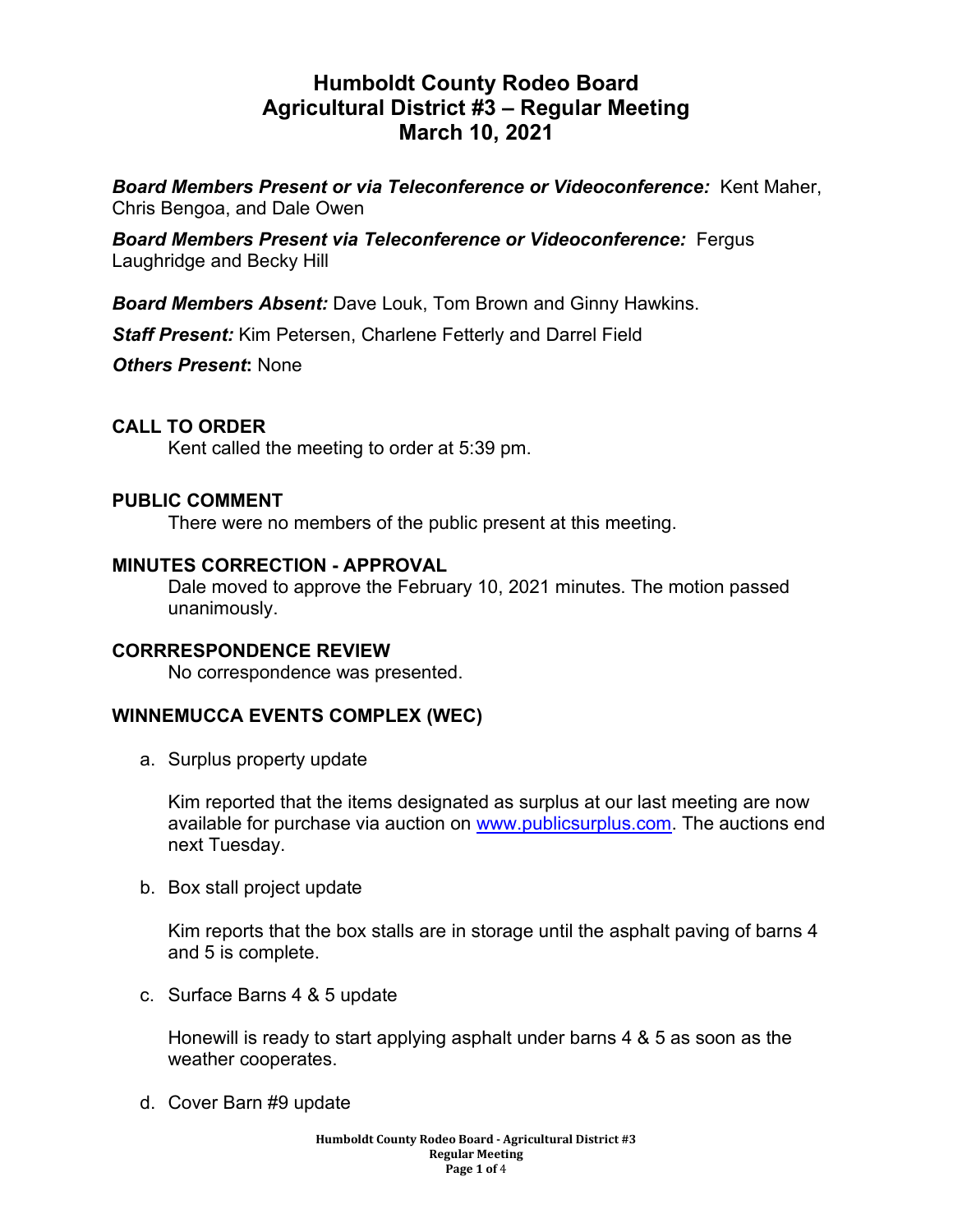# Humboldt County Rodeo Board
# Agricultural District #3 – Regular Meeting
# March 10, 2021

***Board Members Present or via Teleconference or Videoconference:*** Kent Maher, Chris Bengoa, and Dale Owen

***Board Members Present via Teleconference or Videoconference:*** Fergus Laughridge and Becky Hill

***Board Members Absent:*** Dave Louk, Tom Brown and Ginny Hawkins.

***Staff Present:*** Kim Petersen, Charlene Fetterly and Darrel Field

***Others Present*:** None

**CALL TO ORDER**

Kent called the meeting to order at 5:39 pm.

**PUBLIC COMMENT**

There were no members of the public present at this meeting.

**MINUTES CORRECTION - APPROVAL**

Dale moved to approve the February 10, 2021 minutes. The motion passed unanimously.

**CORRRESPONDENCE REVIEW**

No correspondence was presented.

**WINNEMUCCA EVENTS COMPLEX (WEC)**

a. Surplus property update

   Kim reported that the items designated as surplus at our last meeting are now available for purchase via auction on www.publicsurplus.com. The auctions end next Tuesday.

b. Box stall project update

   Kim reports that the box stalls are in storage until the asphalt paving of barns 4 and 5 is complete.

c. Surface Barns 4 & 5 update

   Honewill is ready to start applying asphalt under barns 4 & 5 as soon as the weather cooperates.

d. Cover Barn #9 update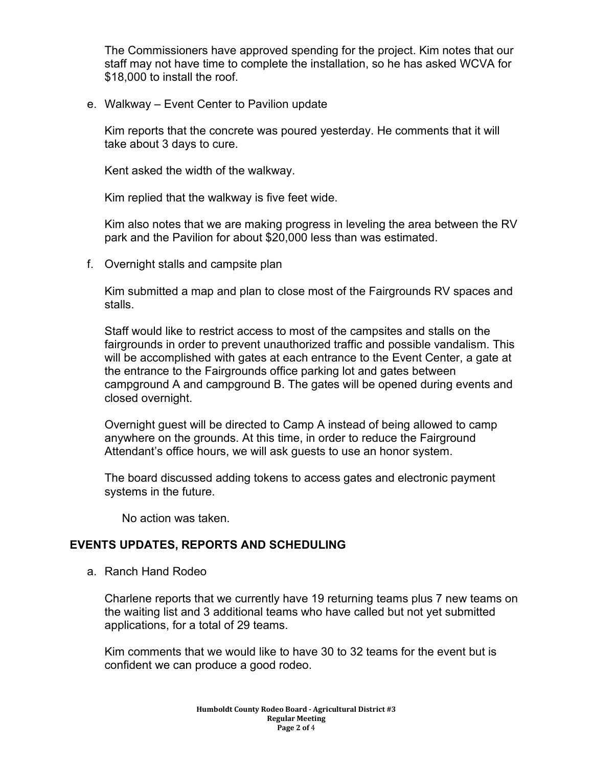The Commissioners have approved spending for the project. Kim notes that our staff may not have time to complete the installation, so he has asked WCVA for $18,000 to install the roof.

e. Walkway – Event Center to Pavilion update

Kim reports that the concrete was poured yesterday. He comments that it will take about 3 days to cure.

Kent asked the width of the walkway.

Kim replied that the walkway is five feet wide.

Kim also notes that we are making progress in leveling the area between the RV park and the Pavilion for about $20,000 less than was estimated.

f. Overnight stalls and campsite plan

Kim submitted a map and plan to close most of the Fairgrounds RV spaces and stalls.

Staff would like to restrict access to most of the campsites and stalls on the fairgrounds in order to prevent unauthorized traffic and possible vandalism. This will be accomplished with gates at each entrance to the Event Center, a gate at the entrance to the Fairgrounds office parking lot and gates between campground A and campground B. The gates will be opened during events and closed overnight.

Overnight guest will be directed to Camp A instead of being allowed to camp anywhere on the grounds. At this time, in order to reduce the Fairground Attendant's office hours, we will ask guests to use an honor system.

The board discussed adding tokens to access gates and electronic payment systems in the future.

No action was taken.

## EVENTS UPDATES, REPORTS AND SCHEDULING

a. Ranch Hand Rodeo

Charlene reports that we currently have 19 returning teams plus 7 new teams on the waiting list and 3 additional teams who have called but not yet submitted applications, for a total of 29 teams.

Kim comments that we would like to have 30 to 32 teams for the event but is confident we can produce a good rodeo.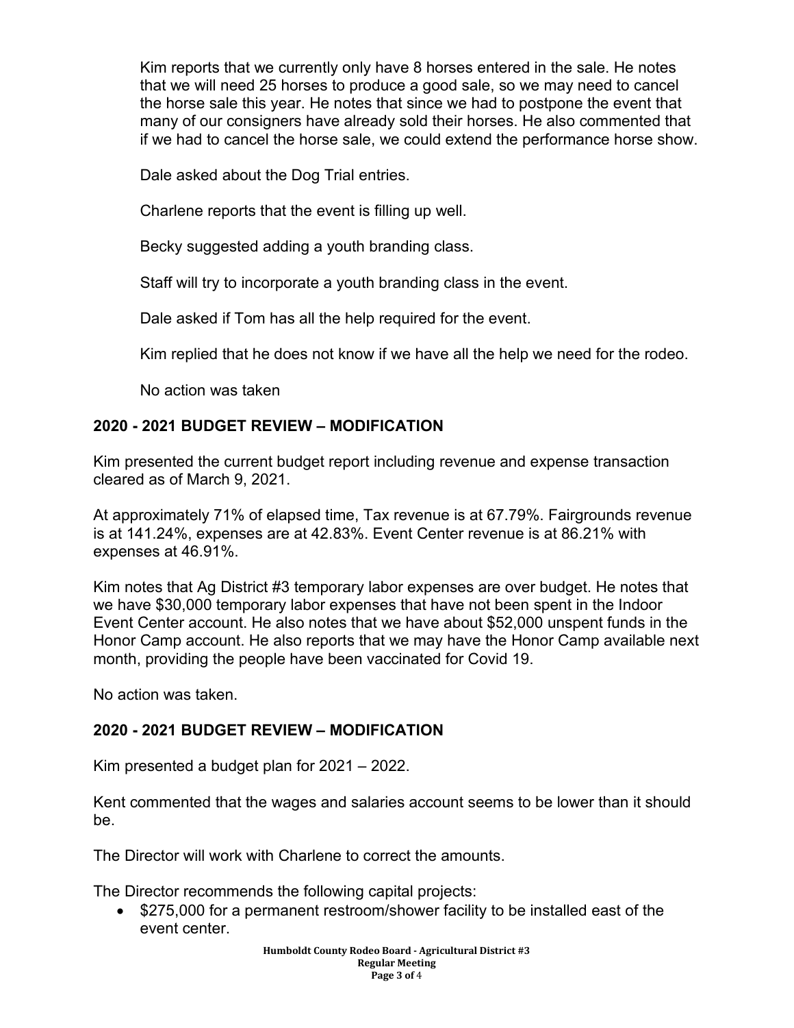Kim reports that we currently only have 8 horses entered in the sale. He notes that we will need 25 horses to produce a good sale, so we may need to cancel the horse sale this year. He notes that since we had to postpone the event that many of our consigners have already sold their horses. He also commented that if we had to cancel the horse sale, we could extend the performance horse show.

Dale asked about the Dog Trial entries.

Charlene reports that the event is filling up well.

Becky suggested adding a youth branding class.

Staff will try to incorporate a youth branding class in the event.

Dale asked if Tom has all the help required for the event.

Kim replied that he does not know if we have all the help we need for the rodeo.

No action was taken

## 2020 - 2021 BUDGET REVIEW – MODIFICATION

Kim presented the current budget report including revenue and expense transaction cleared as of March 9, 2021.

At approximately 71% of elapsed time, Tax revenue is at 67.79%. Fairgrounds revenue is at 141.24%, expenses are at 42.83%. Event Center revenue is at 86.21% with expenses at 46.91%.

Kim notes that Ag District #3 temporary labor expenses are over budget. He notes that we have $30,000 temporary labor expenses that have not been spent in the Indoor Event Center account. He also notes that we have about $52,000 unspent funds in the Honor Camp account. He also reports that we may have the Honor Camp available next month, providing the people have been vaccinated for Covid 19.

No action was taken.

## 2020 - 2021 BUDGET REVIEW – MODIFICATION

Kim presented a budget plan for 2021 – 2022.

Kent commented that the wages and salaries account seems to be lower than it should be.

The Director will work with Charlene to correct the amounts.

The Director recommends the following capital projects:

- $275,000 for a permanent restroom/shower facility to be installed east of the event center.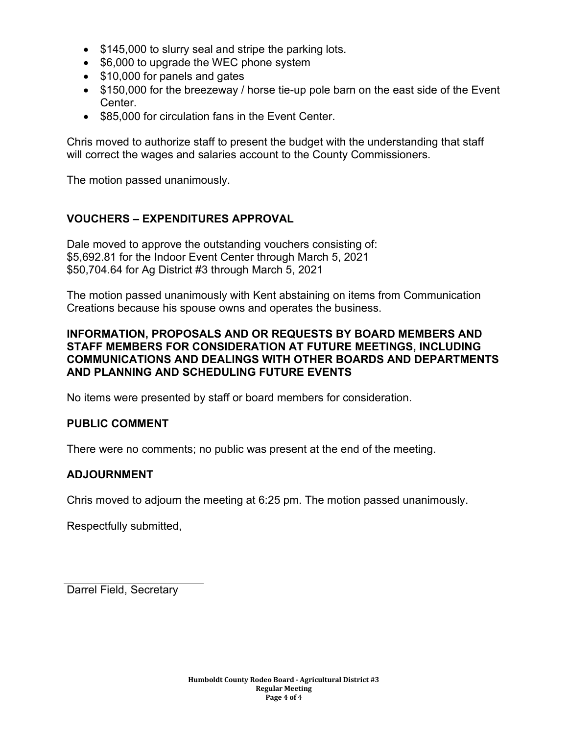- $145,000 to slurry seal and stripe the parking lots.
- $6,000 to upgrade the WEC phone system
- $10,000 for panels and gates
- $150,000 for the breezeway / horse tie-up pole barn on the east side of the Event Center.
- $85,000 for circulation fans in the Event Center.

Chris moved to authorize staff to present the budget with the understanding that staff will correct the wages and salaries account to the County Commissioners.

The motion passed unanimously.

## VOUCHERS – EXPENDITURES APPROVAL

Dale moved to approve the outstanding vouchers consisting of:
$5,692.81 for the Indoor Event Center through March 5, 2021
$50,704.64 for Ag District #3 through March 5, 2021

The motion passed unanimously with Kent abstaining on items from Communication Creations because his spouse owns and operates the business.

## INFORMATION, PROPOSALS AND OR REQUESTS BY BOARD MEMBERS AND STAFF MEMBERS FOR CONSIDERATION AT FUTURE MEETINGS, INCLUDING COMMUNICATIONS AND DEALINGS WITH OTHER BOARDS AND DEPARTMENTS AND PLANNING AND SCHEDULING FUTURE EVENTS

No items were presented by staff or board members for consideration.

## PUBLIC COMMENT

There were no comments; no public was present at the end of the meeting.

## ADJOURNMENT

Chris moved to adjourn the meeting at 6:25 pm. The motion passed unanimously.

Respectfully submitted,

\_\_\_\_\_\_\_\_\_\_\_\_\_\_\_\_\_\_\_\_\_\_\_\_
Darrel Field, Secretary